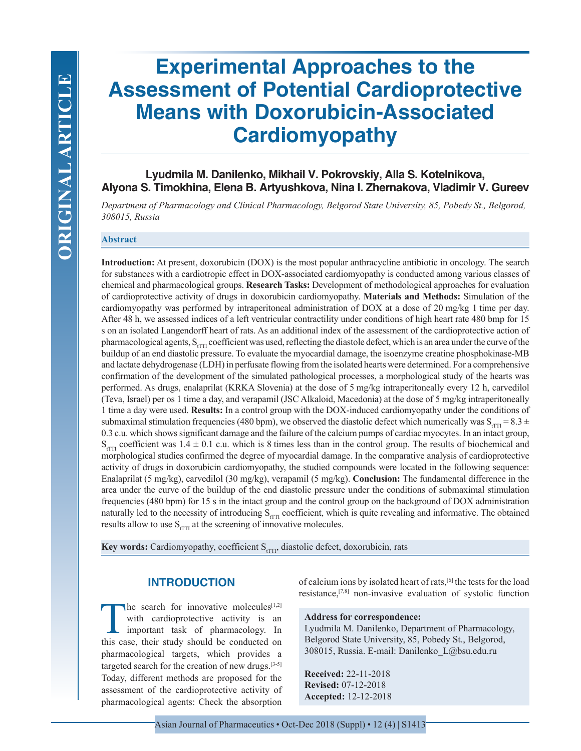# Experimental Approaches to the Assessment of Potential Cardioprotective Means with Doxorubicin-Associated Cardiomyopathy

**Lyudmila M. Danilenko, Mikhail V. Pokrovskiy, Alla S. Kotelnikova, Alyona S. Timokhina, Elena B. Artyushkova, Nina I. Zhernakova, Vladimir V. Gureev**

*Department of Pharmacology and Clinical Pharmacology, Belgorod State University, 85, Pobedy St., Belgorod, 308015, Russia*

## Abstract

**Introduction:** At present, doxorubicin (DOX) is the most popular anthracycline antibiotic in oncology. The search for substances with a cardiotropic effect in DOX-associated cardiomyopathy is conducted among various classes of chemical and pharmacological groups. **Research Tasks:** Development of methodological approaches for evaluation of cardioprotective activity of drugs in doxorubicin cardiomyopathy. **Materials and Methods:** Simulation of the cardiomyopathy was performed by intraperitoneal administration of DOX at a dose of 20 mg/kg 1 time per day. After 48 h, we assessed indices of a left ventricular contractility under conditions of high heart rate 480 bmp for 15 s on an isolated Langendorff heart of rats. As an additional index of the assessment of the cardioprotective action of pharmacological agents, $S_{tTTI}$ coefficient was used, reflecting the diastole defect, which is an area under the curve of the buildup of an end diastolic pressure. To evaluate the myocardial damage, the isoenzyme creatine phosphokinase-MB and lactate dehydrogenase (LDH) in perfusate flowing from the isolated hearts were determined. For a comprehensive confirmation of the development of the simulated pathological processes, a morphological study of the hearts was performed. As drugs, enalaprilat (KRKA Slovenia) at the dose of 5 mg/kg intraperitoneally every 12 h, carvedilol (Teva, Israel) per os 1 time a day, and verapamil (JSC Alkaloid, Macedonia) at the dose of 5 mg/kg intraperitoneally 1 time a day were used. **Results:** In a control group with the DOX-induced cardiomyopathy under the conditions of submaximal stimulation frequencies (480 bpm), we observed the diastolic defect which numerically was $S_{tTTI} = 8.3 \pm 0.3$ c.u. which shows significant damage and the failure of the calcium pumps of cardiac myocytes. In an intact group, $S_{tTTI}$ coefficient was $1.4 \pm 0.1$ c.u. which is 8 times less than in the control group. The results of biochemical and morphological studies confirmed the degree of myocardial damage. In the comparative analysis of cardioprotective activity of drugs in doxorubicin cardiomyopathy, the studied compounds were located in the following sequence: Enalaprilat (5 mg/kg), carvedilol (30 mg/kg), verapamil (5 mg/kg). **Conclusion:** The fundamental difference in the area under the curve of the buildup of the end diastolic pressure under the conditions of submaximal stimulation frequencies (480 bpm) for 15 s in the intact group and the control group on the background of DOX administration naturally led to the necessity of introducing $S_{tTTI}$ coefficient, which is quite revealing and informative. The obtained results allow to use $S_{tTTI}$ at the screening of innovative molecules.

**Key words:** Cardiomyopathy, coefficient $S_{tTTI}$, diastolic defect, doxorubicin, rats

## INTRODUCTION

The search for innovative molecules[1,2] with cardioprotective activity is an important task of pharmacology. In this case, their study should be conducted on pharmacological targets, which provides a targeted search for the creation of new drugs.[3-5] Today, different methods are proposed for the assessment of the cardioprotective activity of pharmacological agents: Check the absorption of calcium ions by isolated heart of rats,[6] the tests for the load resistance,[7,8] non-invasive evaluation of systolic function

**Address for correspondence:**
Lyudmila M. Danilenko, Department of Pharmacology, Belgorod State University, 85, Pobedy St., Belgorod, 308015, Russia. E-mail: Danilenko_L@bsu.edu.ru

**Received:** 22-11-2018
**Revised:** 07-12-2018
**Accepted:** 12-12-2018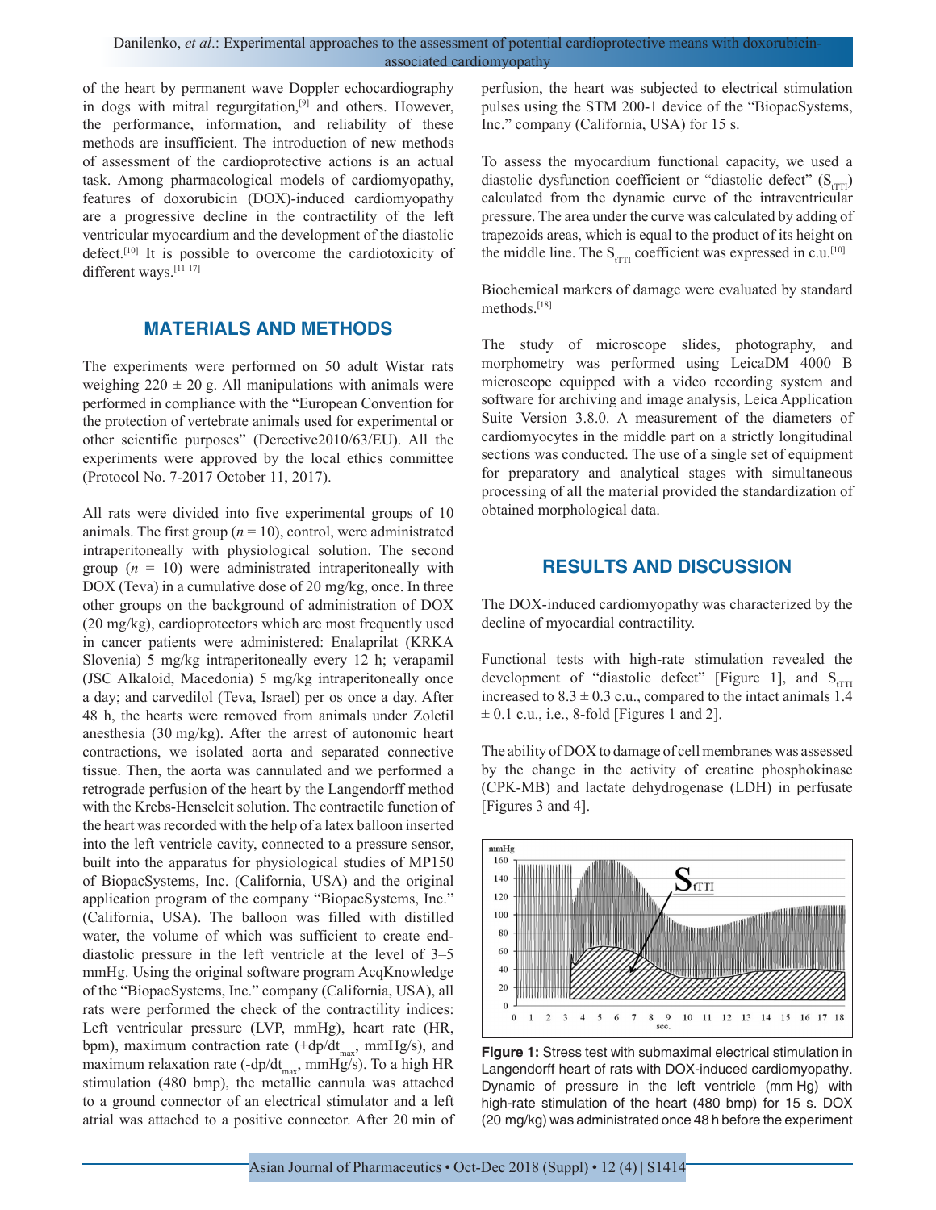of the heart by permanent wave Doppler echocardiography in dogs with mitral regurgitation,[9] and others. However, the performance, information, and reliability of these methods are insufficient. The introduction of new methods of assessment of the cardioprotective actions is an actual task. Among pharmacological models of cardiomyopathy, features of doxorubicin (DOX)-induced cardiomyopathy are a progressive decline in the contractility of the left ventricular myocardium and the development of the diastolic defect.[10] It is possible to overcome the cardiotoxicity of different ways.[11-17]

## MATERIALS AND METHODS

The experiments were performed on 50 adult Wistar rats weighing 220 ± 20 g. All manipulations with animals were performed in compliance with the "European Convention for the protection of vertebrate animals used for experimental or other scientific purposes" (Derective2010/63/EU). All the experiments were approved by the local ethics committee (Protocol No. 7-2017 October 11, 2017).

All rats were divided into five experimental groups of 10 animals. The first group ($n$ = 10), control, were administrated intraperitoneally with physiological solution. The second group ($n$ = 10) were administrated intraperitoneally with DOX (Teva) in a cumulative dose of 20 mg/kg, once. In three other groups on the background of administration of DOX (20 mg/kg), cardioprotectors which are most frequently used in cancer patients were administered: Enalaprilat (KRKA Slovenia) 5 mg/kg intraperitoneally every 12 h; verapamil (JSC Alkaloid, Macedonia) 5 mg/kg intraperitoneally once a day; and carvedilol (Teva, Israel) per os once a day. After 48 h, the hearts were removed from animals under Zoletil anesthesia (30 mg/kg). After the arrest of autonomic heart contractions, we isolated aorta and separated connective tissue. Then, the aorta was cannulated and we performed a retrograde perfusion of the heart by the Langendorff method with the Krebs-Henseleit solution. The contractile function of the heart was recorded with the help of a latex balloon inserted into the left ventricle cavity, connected to a pressure sensor, built into the apparatus for physiological studies of MP150 of BiopacSystems, Inc. (California, USA) and the original application program of the company "BiopacSystems, Inc." (California, USA). The balloon was filled with distilled water, the volume of which was sufficient to create end-diastolic pressure in the left ventricle at the level of 3–5 mmHg. Using the original software program AcqKnowledge of the "BiopacSystems, Inc." company (California, USA), all rats were performed the check of the contractility indices: Left ventricular pressure (LVP, mmHg), heart rate (HR, bpm), maximum contraction rate ($+dp/dt_{max}$, mmHg/s), and maximum relaxation rate ($-dp/dt_{max}$, mmHg/s). To a high HR stimulation (480 bmp), the metallic cannula was attached to a ground connector of an electrical stimulator and a left atrial was attached to a positive connector. After 20 min of perfusion, the heart was subjected to electrical stimulation pulses using the STM 200-1 device of the "BiopacSystems, Inc." company (California, USA) for 15 s.

To assess the myocardium functional capacity, we used a diastolic dysfunction coefficient or "diastolic defect" ($S_{tTTI}$) calculated from the dynamic curve of the intraventricular pressure. The area under the curve was calculated by adding of trapezoids areas, which is equal to the product of its height on the middle line. The $S_{tTTI}$ coefficient was expressed in c.u.[10]

Biochemical markers of damage were evaluated by standard methods.[18]

The study of microscope slides, photography, and morphometry was performed using LeicaDM 4000 B microscope equipped with a video recording system and software for archiving and image analysis, Leica Application Suite Version 3.8.0. A measurement of the diameters of cardiomyocytes in the middle part on a strictly longitudinal sections was conducted. The use of a single set of equipment for preparatory and analytical stages with simultaneous processing of all the material provided the standardization of obtained morphological data.

## RESULTS AND DISCUSSION

The DOX-induced cardiomyopathy was characterized by the decline of myocardial contractility.

Functional tests with high-rate stimulation revealed the development of "diastolic defect" [Figure 1], and $S_{tTTI}$ increased to 8.3 ± 0.3 c.u., compared to the intact animals 1.4 ± 0.1 c.u., i.e., 8-fold [Figures 1 and 2].

The ability of DOX to damage of cell membranes was assessed by the change in the activity of creatine phosphokinase (CPK-MB) and lactate dehydrogenase (LDH) in perfusate [Figures 3 and 4].

**Figure 1:** Stress test with submaximal electrical stimulation in Langendorff heart of rats with DOX-induced cardiomyopathy. Dynamic of pressure in the left ventricle (mm Hg) with high-rate stimulation of the heart (480 bmp) for 15 s. DOX (20 mg/kg) was administrated once 48 h before the experiment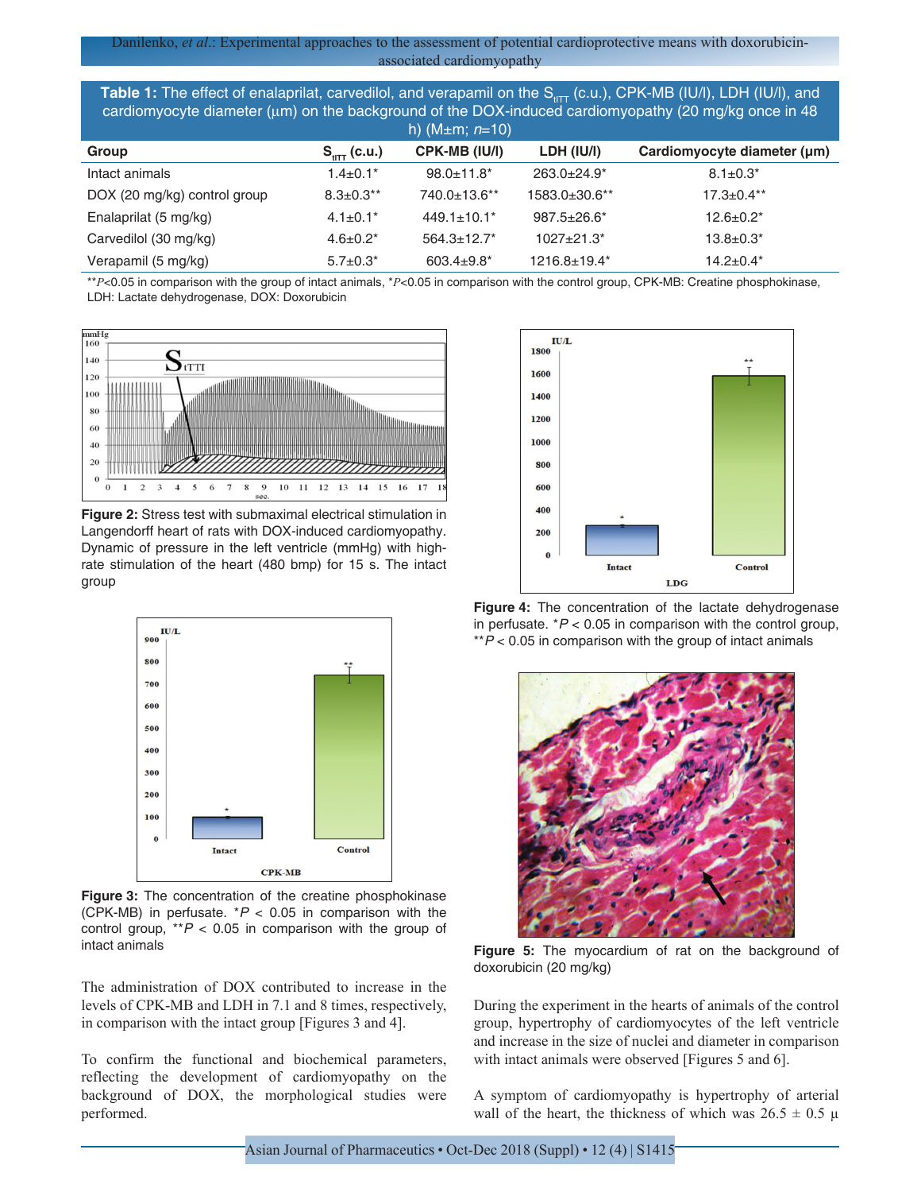**Table 1:** The effect of enalaprilat, carvedilol, and verapamil on the $S_{tITT}$ (c.u.), CPK-MB (IU/l), LDH (IU/l), and cardiomyocyte diameter (μm) on the background of the DOX-induced cardiomyopathy (20 mg/kg once in 48 h) (M±m; *n*=10)

| Group | $S_{tITT}$ (c.u.) | CPK-MB (IU/l) | LDH (IU/l) | Cardiomyocyte diameter (μm) |
|---|---|---|---|---|
| Intact animals | 1.4±0.1* | 98.0±11.8* | 263.0±24.9* | 8.1±0.3* |
| DOX (20 mg/kg) control group | 8.3±0.3** | 740.0±13.6** | 1583.0±30.6** | 17.3±0.4** |
| Enalaprilat (5 mg/kg) | 4.1±0.1* | 449.1±10.1* | 987.5±26.6* | 12.6±0.2* |
| Carvedilol (30 mg/kg) | 4.6±0.2* | 564.3±12.7* | 1027±21.3* | 13.8±0.3* |
| Verapamil (5 mg/kg) | 5.7±0.3* | 603.4±9.8* | 1216.8±19.4* | 14.2±0.4* |

**$P<0.05$ in comparison with the group of intact animals, *$P<0.05$ in comparison with the control group, CPK-MB: Creatine phosphokinase, LDH: Lactate dehydrogenase, DOX: Doxorubicin

**Figure 2:** Stress test with submaximal electrical stimulation in Langendorff heart of rats with DOX-induced cardiomyopathy. Dynamic of pressure in the left ventricle (mmHg) with high-rate stimulation of the heart (480 bmp) for 15 s. The intact group

**Figure 3:** The concentration of the creatine phosphokinase (CPK-MB) in perfusate. *$P < 0.05$ in comparison with the control group, **$P < 0.05$ in comparison with the group of intact animals

The administration of DOX contributed to increase in the levels of CPK-MB and LDH in 7.1 and 8 times, respectively, in comparison with the intact group [Figures 3 and 4].

To confirm the functional and biochemical parameters, reflecting the development of cardiomyopathy on the background of DOX, the morphological studies were performed.

**Figure 4:** The concentration of the lactate dehydrogenase in perfusate. *$P < 0.05$ in comparison with the control group, **$P < 0.05$ in comparison with the group of intact animals

**Figure 5:** The myocardium of rat on the background of doxorubicin (20 mg/kg)

During the experiment in the hearts of animals of the control group, hypertrophy of cardiomyocytes of the left ventricle and increase in the size of nuclei and diameter in comparison with intact animals were observed [Figures 5 and 6].

A symptom of cardiomyopathy is hypertrophy of arterial wall of the heart, the thickness of which was 26.5 ± 0.5 μ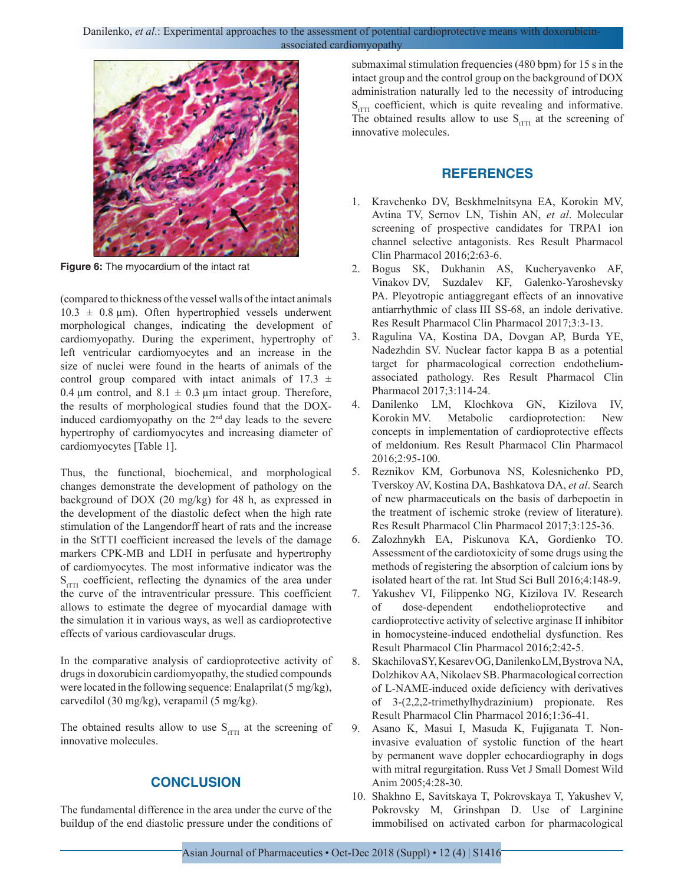Figure 6: The myocardium of the intact rat

(compared to thickness of the vessel walls of the intact animals 10.3 ± 0.8 μm). Often hypertrophied vessels underwent morphological changes, indicating the development of cardiomyopathy. During the experiment, hypertrophy of left ventricular cardiomyocytes and an increase in the size of nuclei were found in the hearts of animals of the control group compared with intact animals of 17.3 ± 0.4 μm control, and 8.1 ± 0.3 μm intact group. Therefore, the results of morphological studies found that the DOX-induced cardiomyopathy on the 2nd day leads to the severe hypertrophy of cardiomyocytes and increasing diameter of cardiomyocytes [Table 1].

Thus, the functional, biochemical, and morphological changes demonstrate the development of pathology on the background of DOX (20 mg/kg) for 48 h, as expressed in the development of the diastolic defect when the high rate stimulation of the Langendorff heart of rats and the increase in the StTTI coefficient increased the levels of the damage markers CPK-MB and LDH in perfusate and hypertrophy of cardiomyocytes. The most informative indicator was the $S_{tTTI}$ coefficient, reflecting the dynamics of the area under the curve of the intraventricular pressure. This coefficient allows to estimate the degree of myocardial damage with the simulation it in various ways, as well as cardioprotective effects of various cardiovascular drugs.

In the comparative analysis of cardioprotective activity of drugs in doxorubicin cardiomyopathy, the studied compounds were located in the following sequence: Enalaprilat (5 mg/kg), carvedilol (30 mg/kg), verapamil (5 mg/kg).

The obtained results allow to use $S_{tTTI}$ at the screening of innovative molecules.

## CONCLUSION

The fundamental difference in the area under the curve of the buildup of the end diastolic pressure under the conditions of submaximal stimulation frequencies (480 bpm) for 15 s in the intact group and the control group on the background of DOX administration naturally led to the necessity of introducing $S_{tTTI}$ coefficient, which is quite revealing and informative. The obtained results allow to use $S_{tTTI}$ at the screening of innovative molecules.

## REFERENCES

1. Kravchenko DV, Beskhmelnitsyna EA, Korokin MV, Avtina TV, Sernov LN, Tishin AN, *et al*. Molecular screening of prospective candidates for TRPA1 ion channel selective antagonists. Res Result Pharmacol Clin Pharmacol 2016;2:63-6.
2. Bogus SK, Dukhanin AS, Kucheryavenko AF, Vinakov DV, Suzdalev KF, Galenko-Yaroshevsky PA. Pleyotropic antiaggregant effects of an innovative antiarrhythmic of class III SS-68, an indole derivative. Res Result Pharmacol Clin Pharmacol 2017;3:3-13.
3. Ragulina VA, Kostina DA, Dovgan AP, Burda YE, Nadezhdin SV. Nuclear factor kappa B as a potential target for pharmacological correction endothelium-associated pathology. Res Result Pharmacol Clin Pharmacol 2017;3:114-24.
4. Danilenko LM, Klochkova GN, Kizilova IV, Korokin MV. Metabolic cardioprotection: New concepts in implementation of cardioprotective effects of meldonium. Res Result Pharmacol Clin Pharmacol 2016;2:95-100.
5. Reznikov KM, Gorbunova NS, Kolesnichenko PD, Tverskoy AV, Kostina DA, Bashkatova DA, *et al*. Search of new pharmaceuticals on the basis of darbepoetin in the treatment of ischemic stroke (review of literature). Res Result Pharmacol Clin Pharmacol 2017;3:125-36.
6. Zalozhnykh EA, Piskunova KA, Gordienko TO. Assessment of the cardiotoxicity of some drugs using the methods of registering the absorption of calcium ions by isolated heart of the rat. Int Stud Sci Bull 2016;4:148-9.
7. Yakushev VI, Filippenko NG, Kizilova IV. Research of dose-dependent endothelioprotective and cardioprotective activity of selective arginase II inhibitor in homocysteine-induced endothelial dysfunction. Res Result Pharmacol Clin Pharmacol 2016;2:42-5.
8. Skachilova SY, Kesarev OG, Danilenko LM, Bystrova NA, Dolzhikov AA, Nikolaev SB. Pharmacological correction of L-NAME-induced oxide deficiency with derivatives of 3-(2,2,2-trimethylhydrazinium) propionate. Res Result Pharmacol Clin Pharmacol 2016;1:36-41.
9. Asano K, Masui I, Masuda K, Fujiganata T. Non-invasive evaluation of systolic function of the heart by permanent wave doppler echocardiography in dogs with mitral regurgitation. Russ Vet J Small Domest Wild Anim 2005;4:28-30.
10. Shakhno E, Savitskaya T, Pokrovskaya T, Yakushev V, Pokrovsky M, Grinshpan D. Use of Larginine immobilised on activated carbon for pharmacological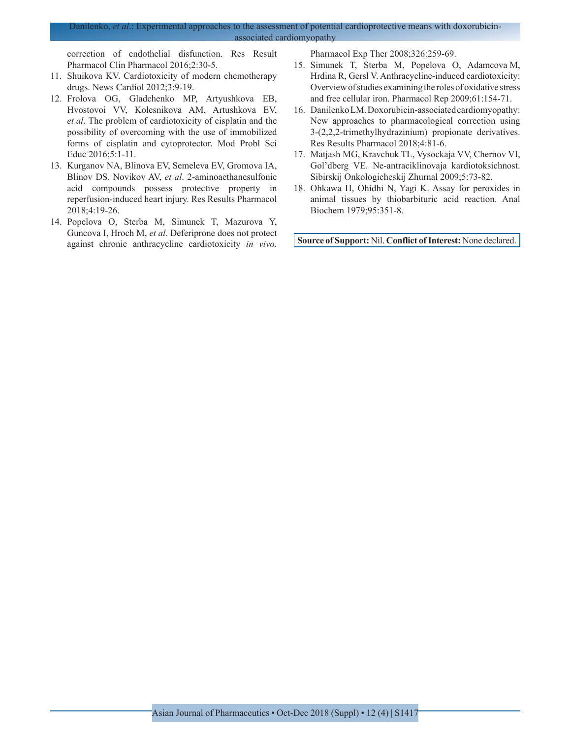correction of endothelial disfunction. Res Result Pharmacol Clin Pharmacol 2016;2:30-5.

11. Shuikova KV. Cardiotoxicity of modern chemotherapy drugs. News Cardiol 2012;3:9-19.
12. Frolova OG, Gladchenko MP, Artyushkova EB, Hvostovoi VV, Kolesnikova AM, Artushkova EV, *et al*. The problem of cardiotoxicity of cisplatin and the possibility of overcoming with the use of immobilized forms of cisplatin and cytoprotector. Mod Probl Sci Educ 2016;5:1-11.
13. Kurganov NA, Blinova EV, Semeleva EV, Gromova IA, Blinov DS, Novikov AV, *et al*. 2-aminoaethanesulfonic acid compounds possess protective property in reperfusion-induced heart injury. Res Results Pharmacol 2018;4:19-26.
14. Popelova O, Sterba M, Simunek T, Mazurova Y, Guncova I, Hroch M, *et al*. Deferiprone does not protect against chronic anthracycline cardiotoxicity *in vivo*. Pharmacol Exp Ther 2008;326:259-69.
15. Simunek T, Sterba M, Popelova O, Adamcova M, Hrdina R, Gersl V. Anthracycline-induced cardiotoxicity: Overview of studies examining the roles of oxidative stress and free cellular iron. Pharmacol Rep 2009;61:154-71.
16. Danilenko LM. Doxorubicin-associated cardiomyopathy: New approaches to pharmacological correction using 3-(2,2,2-trimethylhydrazinium) propionate derivatives. Res Results Pharmacol 2018;4:81-6.
17. Matjash MG, Kravchuk TL, Vysockaja VV, Chernov VI, Gol'dberg VE. Ne-antraciklinovaja kardiotoksichnost. Sibirskij Onkologicheskij Zhurnal 2009;5:73-82.
18. Ohkawa H, Ohidhi N, Yagi K. Assay for peroxides in animal tissues by thiobarbituric acid reaction. Anal Biochem 1979;95:351-8.

**Source of Support:** Nil. **Conflict of Interest:** None declared.